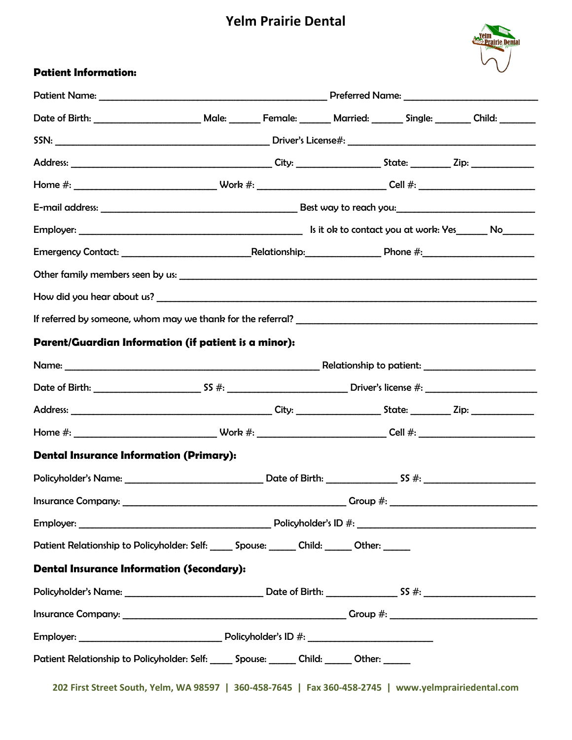# Yelm Prairie Dental

**Patient Information:**

Patient Name: ______________________________________________ Preferred Name: ___________________________

Date of Birth: _____________________ Male: ______ Female: ______ Married: ______ Single: _______ Child: _______

SSN: ___________________________________________ Driver's License#: ______________________________________

Address: _________________________________________ City: _________________ State: ________ Zip: _____________

Home #: ____________________________ Work #: __________________________ Cell #: _______________________

E-mail address: ________________________________________ Best way to reach you:____________________________

Employer: ______________________________________________ Is it ok to contact you at work: Yes______ No______

Emergency Contact: __________________________Relationship:_______________ Phone #:_______________________

Other family members seen by us: _____________________________________________________________________________

How did you hear about us? _________________________________________________________________________________

If referred by someone, whom may we thank for the referral? __________________________________________________

**Parent/Guardian Information (if patient is a minor):**

Name: ____________________________________________________ Relationship to patient: _______________________

Date of Birth: ____________________ SS #: ________________________ Driver's license #: _______________________

Address: _________________________________________ City: _________________ State: ________ Zip: _____________

Home #: ____________________________ Work #: __________________________ Cell #: _______________________

**Dental Insurance Information (Primary):**

Policyholder's Name: ____________________________ Date of Birth: ______________ SS #: ______________________

Insurance Company: _____________________________________________ Group #: ______________________________

Employer: ______________________________________ Policyholder's ID #: ______________________________________

Patient Relationship to Policyholder: Self: _____ Spouse: ______ Child: ______ Other: ______

**Dental Insurance Information (Secondary):**

Policyholder's Name: ____________________________ Date of Birth: ______________ SS #: ______________________

Insurance Company: _____________________________________________ Group #: ______________________________

Employer: ____________________________ Policyholder's ID #: _________________________

Patient Relationship to Policyholder: Self: _____ Spouse: ______ Child: ______ Other: ______

202 First Street South, Yelm, WA 98597 | 360-458-7645 | Fax 360-458-2745 | www.yelmprairiedental.com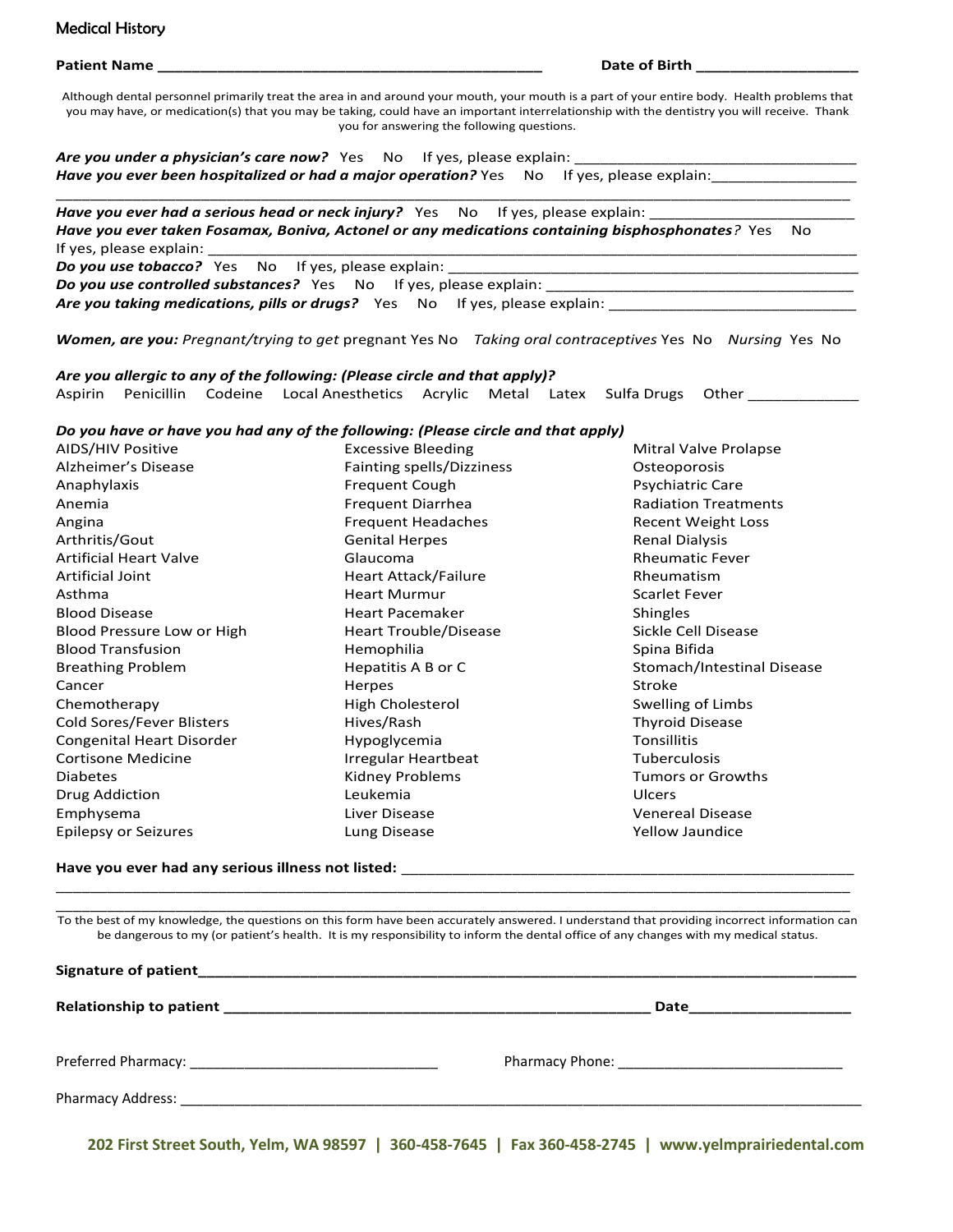# Medical History

**Patient Name** ______________________________________________ **Date of Birth** ___________________

Although dental personnel primarily treat the area in and around your mouth, your mouth is a part of your entire body. Health problems that you may have, or medication(s) that you may be taking, could have an important interrelationship with the dentistry you will receive. Thank you for answering the following questions.

***Are you under a physician's care now?*** Yes No If yes, please explain: ___________________________________

***Have you ever been hospitalized or had a major operation?*** Yes No If yes, please explain: _________________

_____________________________________________________________________________________________

***Have you ever had a serious head or neck injury?*** Yes No If yes, please explain: ________________________

***Have you ever taken Fosamax, Boniva, Actonel or any medications containing bisphosphonates?*** Yes No

If yes, please explain: _____________________________________________________________________________

***Do you use tobacco?*** Yes No If yes, please explain: ____________________________________________________

***Do you use controlled substances?*** Yes No If yes, please explain: ______________________________________

***Are you taking medications, pills or drugs?*** Yes No If yes, please explain: ______________________________

***Women, are you:*** *Pregnant/trying to get* pregnant Yes No *Taking oral contraceptives* Yes No *Nursing* Yes No

***Are you allergic to any of the following: (Please circle and that apply)?***

Aspirin Penicillin Codeine Local Anesthetics Acrylic Metal Latex Sulfa Drugs Other _____________

***Do you have or have you had any of the following: (Please circle and that apply)***

| | | |
|---|---|---|
| AIDS/HIV Positive | Excessive Bleeding | Mitral Valve Prolapse |
| Alzheimer's Disease | Fainting spells/Dizziness | Osteoporosis |
| Anaphylaxis | Frequent Cough | Psychiatric Care |
| Anemia | Frequent Diarrhea | Radiation Treatments |
| Angina | Frequent Headaches | Recent Weight Loss |
| Arthritis/Gout | Genital Herpes | Renal Dialysis |
| Artificial Heart Valve | Glaucoma | Rheumatic Fever |
| Artificial Joint | Heart Attack/Failure | Rheumatism |
| Asthma | Heart Murmur | Scarlet Fever |
| Blood Disease | Heart Pacemaker | Shingles |
| Blood Pressure Low or High | Heart Trouble/Disease | Sickle Cell Disease |
| Blood Transfusion | Hemophilia | Spina Bifida |
| Breathing Problem | Hepatitis A B or C | Stomach/Intestinal Disease |
| Cancer | Herpes | Stroke |
| Chemotherapy | High Cholesterol | Swelling of Limbs |
| Cold Sores/Fever Blisters | Hives/Rash | Thyroid Disease |
| Congenital Heart Disorder | Hypoglycemia | Tonsillitis |
| Cortisone Medicine | Irregular Heartbeat | Tuberculosis |
| Diabetes | Kidney Problems | Tumors or Growths |
| Drug Addiction | Leukemia | Ulcers |
| Emphysema | Liver Disease | Venereal Disease |
| Epilepsy or Seizures | Lung Disease | Yellow Jaundice |

**Have you ever had any serious illness not listed:** ____________________________________________________

_____________________________________________________________________________________________

_____________________________________________________________________________________________

To the best of my knowledge, the questions on this form have been accurately answered. I understand that providing incorrect information can be dangerous to my (or patient's health. It is my responsibility to inform the dental office of any changes with my medical status.

**Signature of patient**_________________________________________________________________________

**Relationship to patient** ______________________________________________ **Date**___________________

Preferred Pharmacy: _______________________________ Pharmacy Phone: ____________________________

Pharmacy Address: ________________________________________________________________________

**202 First Street South, Yelm, WA 98597 | 360-458-7645 | Fax 360-458-2745 | www.yelmprairiedental.com**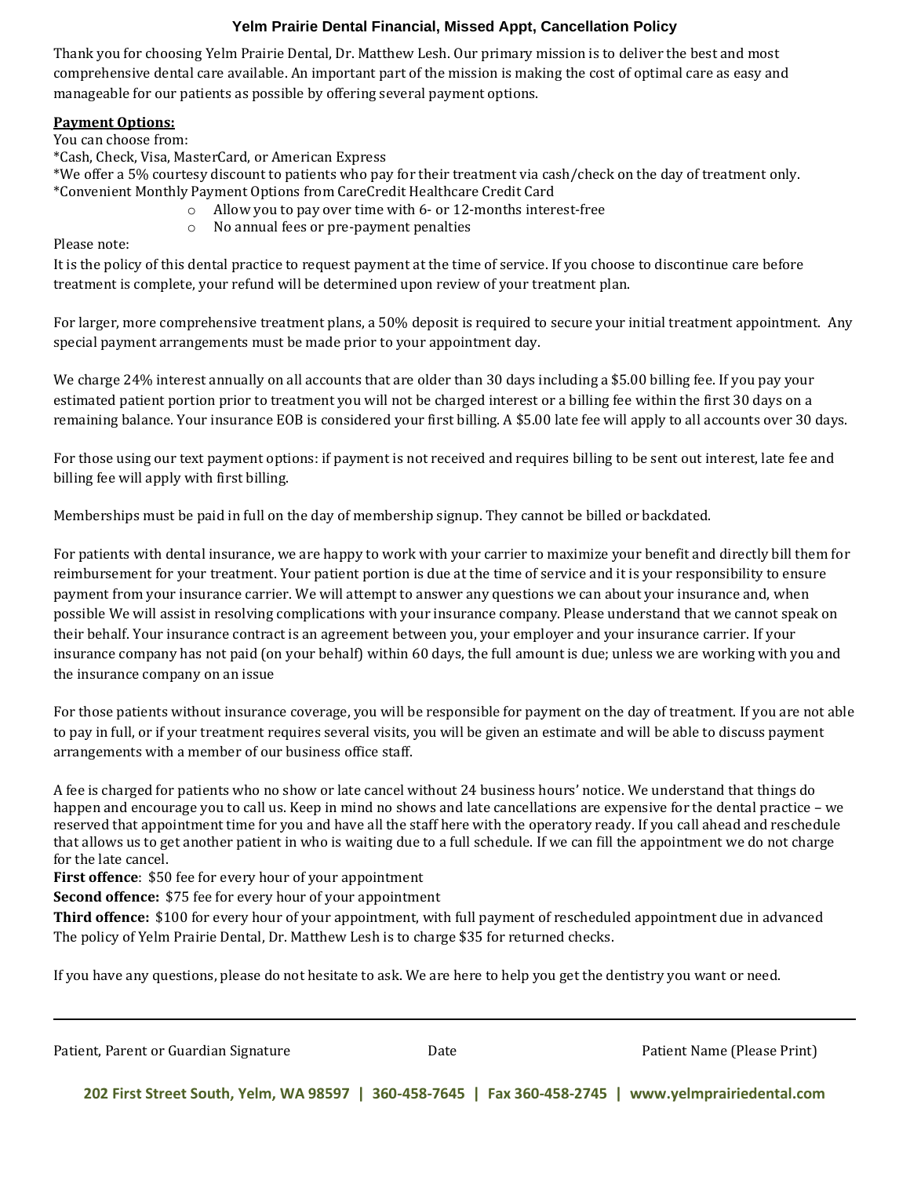# Yelm Prairie Dental Financial, Missed Appt, Cancellation Policy

Thank you for choosing Yelm Prairie Dental, Dr. Matthew Lesh. Our primary mission is to deliver the best and most comprehensive dental care available. An important part of the mission is making the cost of optimal care as easy and manageable for our patients as possible by offering several payment options.

**Payment Options:**

You can choose from:

*Cash, Check, Visa, MasterCard, or American Express

*We offer a 5% courtesy discount to patients who pay for their treatment via cash/check on the day of treatment only.

*Convenient Monthly Payment Options from CareCredit Healthcare Credit Card

- Allow you to pay over time with 6- or 12-months interest-free
- No annual fees or pre-payment penalties

Please note:

It is the policy of this dental practice to request payment at the time of service. If you choose to discontinue care before treatment is complete, your refund will be determined upon review of your treatment plan.

For larger, more comprehensive treatment plans, a 50% deposit is required to secure your initial treatment appointment. Any special payment arrangements must be made prior to your appointment day.

We charge 24% interest annually on all accounts that are older than 30 days including a $5.00 billing fee. If you pay your estimated patient portion prior to treatment you will not be charged interest or a billing fee within the first 30 days on a remaining balance. Your insurance EOB is considered your first billing. A $5.00 late fee will apply to all accounts over 30 days.

For those using our text payment options: if payment is not received and requires billing to be sent out interest, late fee and billing fee will apply with first billing.

Memberships must be paid in full on the day of membership signup. They cannot be billed or backdated.

For patients with dental insurance, we are happy to work with your carrier to maximize your benefit and directly bill them for reimbursement for your treatment. Your patient portion is due at the time of service and it is your responsibility to ensure payment from your insurance carrier. We will attempt to answer any questions we can about your insurance and, when possible We will assist in resolving complications with your insurance company. Please understand that we cannot speak on their behalf. Your insurance contract is an agreement between you, your employer and your insurance carrier. If your insurance company has not paid (on your behalf) within 60 days, the full amount is due; unless we are working with you and the insurance company on an issue

For those patients without insurance coverage, you will be responsible for payment on the day of treatment. If you are not able to pay in full, or if your treatment requires several visits, you will be given an estimate and will be able to discuss payment arrangements with a member of our business office staff.

A fee is charged for patients who no show or late cancel without 24 business hours' notice. We understand that things do happen and encourage you to call us. Keep in mind no shows and late cancellations are expensive for the dental practice – we reserved that appointment time for you and have all the staff here with the operatory ready. If you call ahead and reschedule that allows us to get another patient in who is waiting due to a full schedule. If we can fill the appointment we do not charge for the late cancel.

**First offence**: $50 fee for every hour of your appointment

**Second offence:** $75 fee for every hour of your appointment

**Third offence:** $100 for every hour of your appointment, with full payment of rescheduled appointment due in advanced

The policy of Yelm Prairie Dental, Dr. Matthew Lesh is to charge $35 for returned checks.

If you have any questions, please do not hesitate to ask. We are here to help you get the dentistry you want or need.

---

Patient, Parent or Guardian Signature | Date | Patient Name (Please Print)

**202 First Street South, Yelm, WA 98597 | 360-458-7645 | Fax 360-458-2745 | www.yelmprairiedental.com**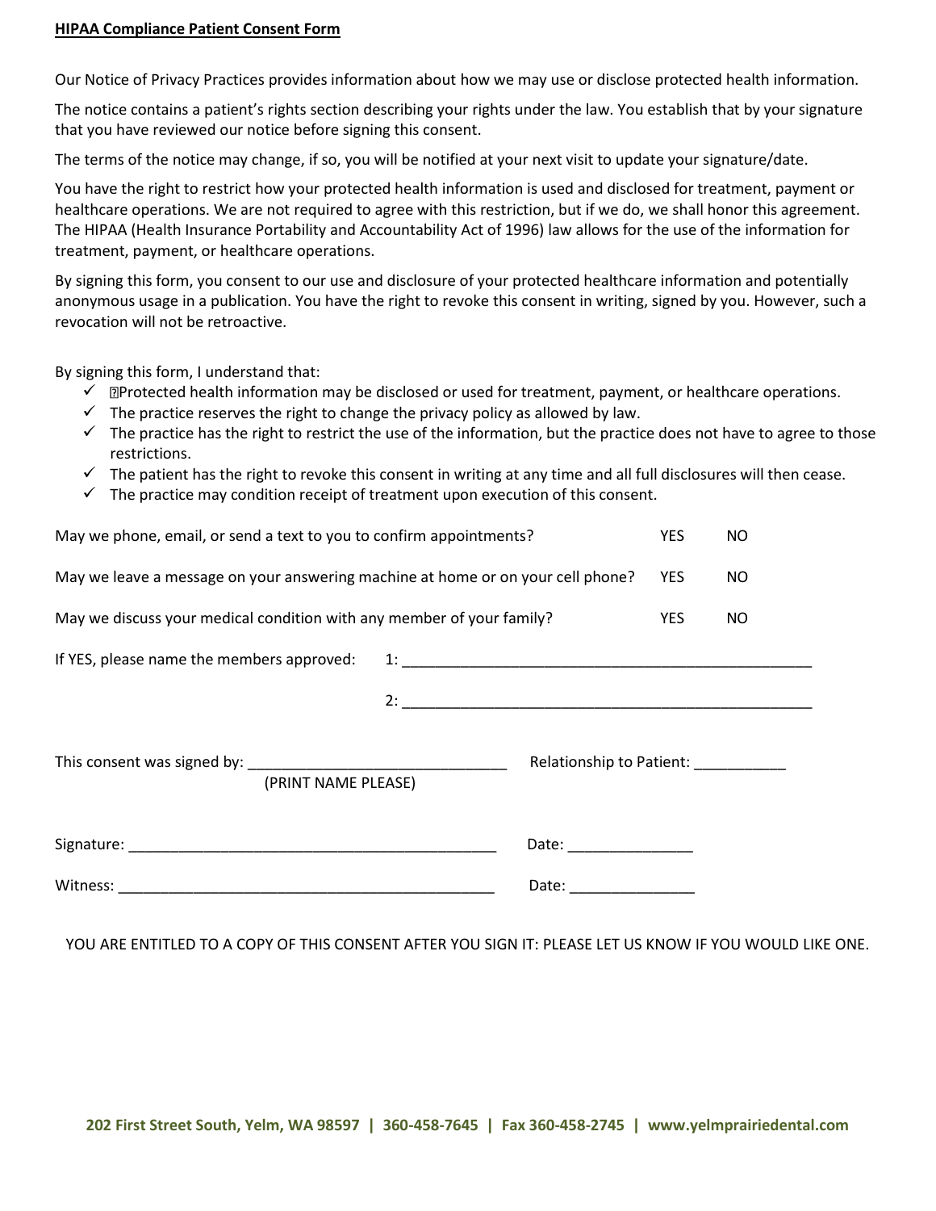**HIPAA Compliance Patient Consent Form**

Our Notice of Privacy Practices provides information about how we may use or disclose protected health information.

The notice contains a patient's rights section describing your rights under the law. You establish that by your signature that you have reviewed our notice before signing this consent.

The terms of the notice may change, if so, you will be notified at your next visit to update your signature/date.

You have the right to restrict how your protected health information is used and disclosed for treatment, payment or healthcare operations. We are not required to agree with this restriction, but if we do, we shall honor this agreement. The HIPAA (Health Insurance Portability and Accountability Act of 1996) law allows for the use of the information for treatment, payment, or healthcare operations.

By signing this form, you consent to our use and disclosure of your protected healthcare information and potentially anonymous usage in a publication. You have the right to revoke this consent in writing, signed by you. However, such a revocation will not be retroactive.

By signing this form, I understand that:

- ✓ Protected health information may be disclosed or used for treatment, payment, or healthcare operations.
- ✓ The practice reserves the right to change the privacy policy as allowed by law.
- ✓ The practice has the right to restrict the use of the information, but the practice does not have to agree to those restrictions.
- ✓ The patient has the right to revoke this consent in writing at any time and all full disclosures will then cease.
- ✓ The practice may condition receipt of treatment upon execution of this consent.

May we phone, email, or send a text to you to confirm appointments? YES NO

May we leave a message on your answering machine at home or on your cell phone? YES NO

May we discuss your medical condition with any member of your family? YES NO

If YES, please name the members approved: 1: ____________________________________________

2: ____________________________________________

This consent was signed by: ______________________________ Relationship to Patient: ___________
(PRINT NAME PLEASE)

Signature: ____________________________________________ Date: ______________

Witness: ____________________________________________ Date: ______________

YOU ARE ENTITLED TO A COPY OF THIS CONSENT AFTER YOU SIGN IT: PLEASE LET US KNOW IF YOU WOULD LIKE ONE.

**202 First Street South, Yelm, WA 98597 | 360-458-7645 | Fax 360-458-2745 | www.yelmprairiedental.com**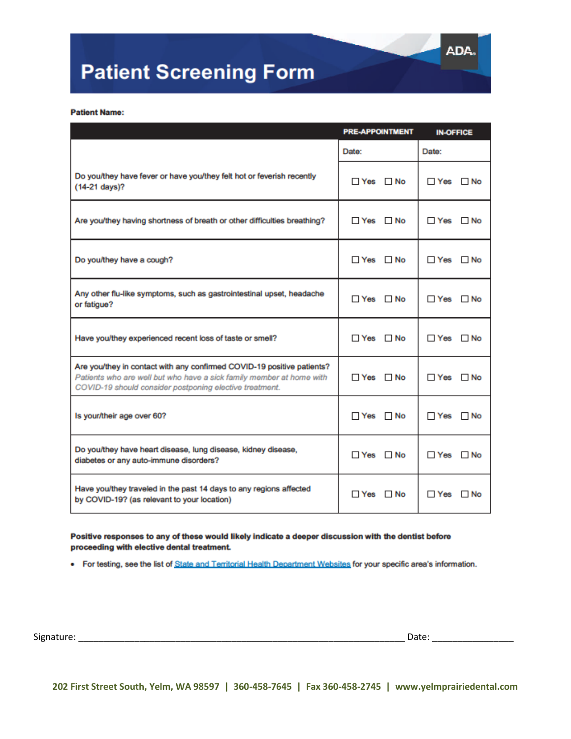# Patient Screening Form

ADA

**Patient Name:**

| | PRE-APPOINTMENT | IN-OFFICE |
|---|---|---|
| | Date: | Date: |
| Do you/they have fever or have you/they felt hot or feverish recently (14-21 days)? | ☐ Yes ☐ No | ☐ Yes ☐ No |
| Are you/they having shortness of breath or other difficulties breathing? | ☐ Yes ☐ No | ☐ Yes ☐ No |
| Do you/they have a cough? | ☐ Yes ☐ No | ☐ Yes ☐ No |
| Any other flu-like symptoms, such as gastrointestinal upset, headache or fatigue? | ☐ Yes ☐ No | ☐ Yes ☐ No |
| Have you/they experienced recent loss of taste or smell? | ☐ Yes ☐ No | ☐ Yes ☐ No |
| Are you/they in contact with any confirmed COVID-19 positive patients? *Patients who are well but who have a sick family member at home with COVID-19 should consider postponing elective treatment.* | ☐ Yes ☐ No | ☐ Yes ☐ No |
| Is your/their age over 60? | ☐ Yes ☐ No | ☐ Yes ☐ No |
| Do you/they have heart disease, lung disease, kidney disease, diabetes or any auto-immune disorders? | ☐ Yes ☐ No | ☐ Yes ☐ No |
| Have you/they traveled in the past 14 days to any regions affected by COVID-19? (as relevant to your location) | ☐ Yes ☐ No | ☐ Yes ☐ No |

**Positive responses to any of these would likely indicate a deeper discussion with the dentist before proceeding with elective dental treatment.**

- For testing, see the list of State and Territorial Health Department Websites for your specific area's information.

Signature: ______________________________________________ Date: ________________

202 First Street South, Yelm, WA 98597 | 360-458-7645 | Fax 360-458-2745 | www.yelmprairiedental.com